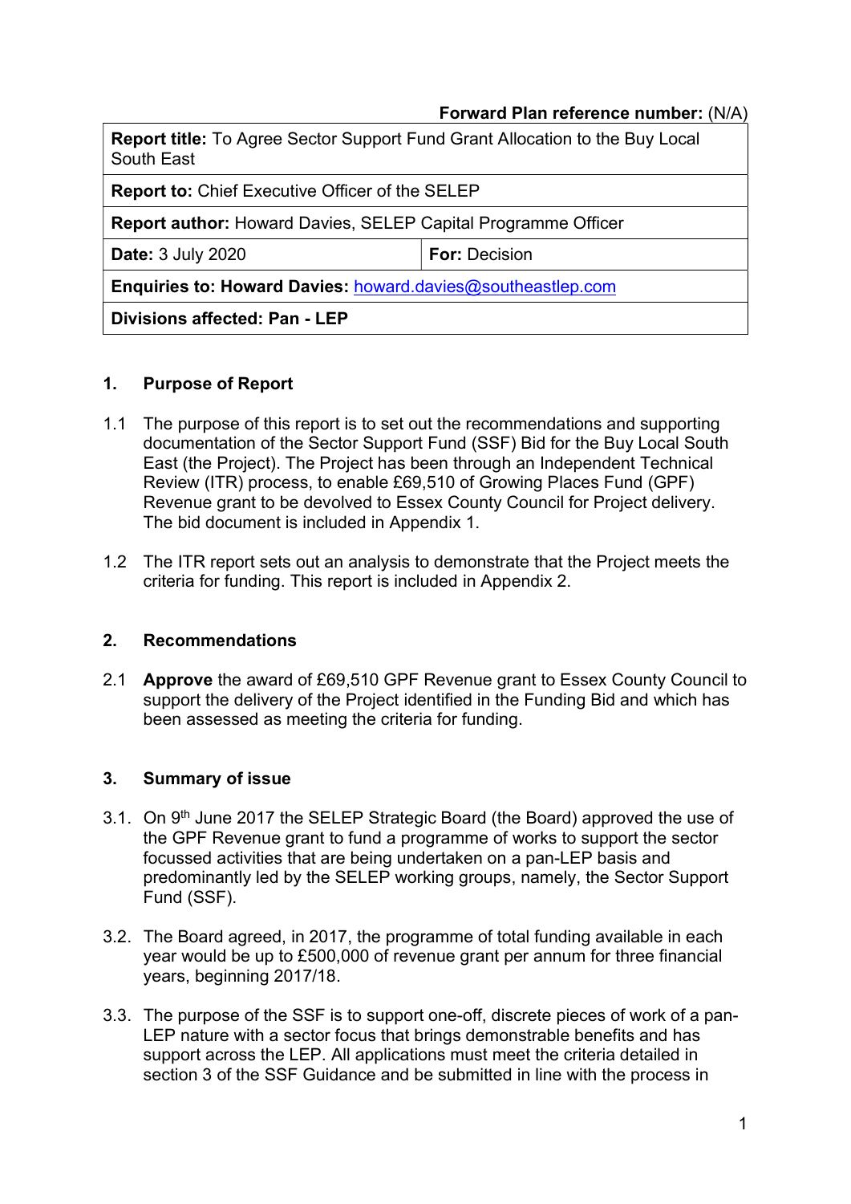**Forward Plan reference number:** (N/A)

| | |
|---|---|
| **Report title:** To Agree Sector Support Fund Grant Allocation to the Buy Local South East | |
| **Report to:** Chief Executive Officer of the SELEP | |
| **Report author:** Howard Davies, SELEP Capital Programme Officer | |
| **Date:** 3 July 2020 | **For:** Decision |
| **Enquiries to: Howard Davies:** howard.davies@southeastlep.com | |
| **Divisions affected: Pan - LEP** | |

## 1. Purpose of Report

1.1 The purpose of this report is to set out the recommendations and supporting documentation of the Sector Support Fund (SSF) Bid for the Buy Local South East (the Project). The Project has been through an Independent Technical Review (ITR) process, to enable £69,510 of Growing Places Fund (GPF) Revenue grant to be devolved to Essex County Council for Project delivery. The bid document is included in Appendix 1.

1.2 The ITR report sets out an analysis to demonstrate that the Project meets the criteria for funding. This report is included in Appendix 2.

## 2. Recommendations

2.1 **Approve** the award of £69,510 GPF Revenue grant to Essex County Council to support the delivery of the Project identified in the Funding Bid and which has been assessed as meeting the criteria for funding.

## 3. Summary of issue

3.1. On 9th June 2017 the SELEP Strategic Board (the Board) approved the use of the GPF Revenue grant to fund a programme of works to support the sector focussed activities that are being undertaken on a pan-LEP basis and predominantly led by the SELEP working groups, namely, the Sector Support Fund (SSF).

3.2. The Board agreed, in 2017, the programme of total funding available in each year would be up to £500,000 of revenue grant per annum for three financial years, beginning 2017/18.

3.3. The purpose of the SSF is to support one-off, discrete pieces of work of a pan-LEP nature with a sector focus that brings demonstrable benefits and has support across the LEP. All applications must meet the criteria detailed in section 3 of the SSF Guidance and be submitted in line with the process in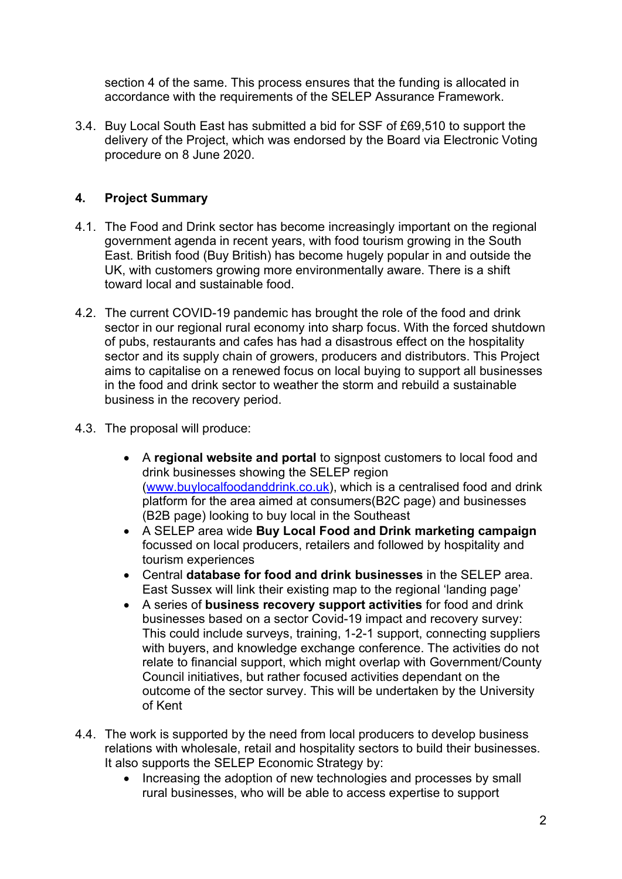section 4 of the same. This process ensures that the funding is allocated in accordance with the requirements of the SELEP Assurance Framework.

3.4. Buy Local South East has submitted a bid for SSF of £69,510 to support the delivery of the Project, which was endorsed by the Board via Electronic Voting procedure on 8 June 2020.

## 4. Project Summary

4.1. The Food and Drink sector has become increasingly important on the regional government agenda in recent years, with food tourism growing in the South East. British food (Buy British) has become hugely popular in and outside the UK, with customers growing more environmentally aware. There is a shift toward local and sustainable food.

4.2. The current COVID-19 pandemic has brought the role of the food and drink sector in our regional rural economy into sharp focus. With the forced shutdown of pubs, restaurants and cafes has had a disastrous effect on the hospitality sector and its supply chain of growers, producers and distributors. This Project aims to capitalise on a renewed focus on local buying to support all businesses in the food and drink sector to weather the storm and rebuild a sustainable business in the recovery period.

4.3. The proposal will produce:

- A **regional website and portal** to signpost customers to local food and drink businesses showing the SELEP region ([www.buylocalfoodanddrink.co.uk](www.buylocalfoodanddrink.co.uk)), which is a centralised food and drink platform for the area aimed at consumers(B2C page) and businesses (B2B page) looking to buy local in the Southeast
- A SELEP area wide **Buy Local Food and Drink marketing campaign** focussed on local producers, retailers and followed by hospitality and tourism experiences
- Central **database for food and drink businesses** in the SELEP area. East Sussex will link their existing map to the regional 'landing page'
- A series of **business recovery support activities** for food and drink businesses based on a sector Covid-19 impact and recovery survey: This could include surveys, training, 1-2-1 support, connecting suppliers with buyers, and knowledge exchange conference. The activities do not relate to financial support, which might overlap with Government/County Council initiatives, but rather focused activities dependant on the outcome of the sector survey. This will be undertaken by the University of Kent

4.4. The work is supported by the need from local producers to develop business relations with wholesale, retail and hospitality sectors to build their businesses. It also supports the SELEP Economic Strategy by:

- Increasing the adoption of new technologies and processes by small rural businesses, who will be able to access expertise to support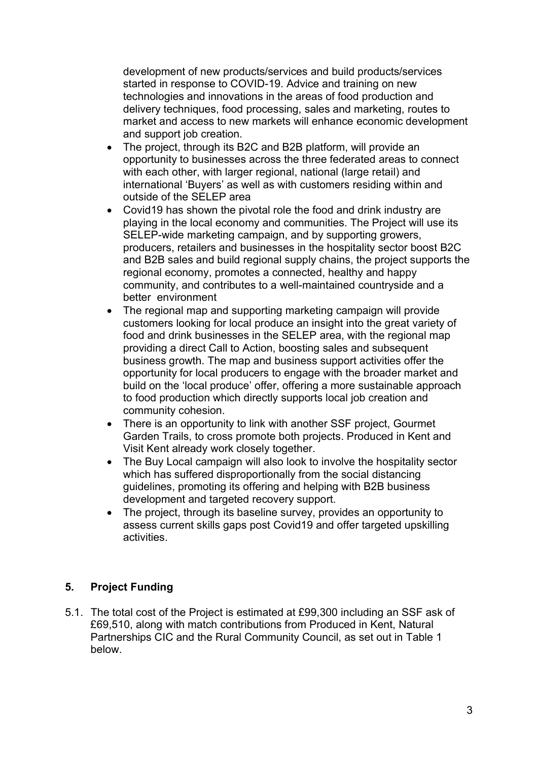development of new products/services and build products/services started in response to COVID-19. Advice and training on new technologies and innovations in the areas of food production and delivery techniques, food processing, sales and marketing, routes to market and access to new markets will enhance economic development and support job creation.

- The project, through its B2C and B2B platform, will provide an opportunity to businesses across the three federated areas to connect with each other, with larger regional, national (large retail) and international 'Buyers' as well as with customers residing within and outside of the SELEP area
- Covid19 has shown the pivotal role the food and drink industry are playing in the local economy and communities. The Project will use its SELEP-wide marketing campaign, and by supporting growers, producers, retailers and businesses in the hospitality sector boost B2C and B2B sales and build regional supply chains, the project supports the regional economy, promotes a connected, healthy and happy community, and contributes to a well-maintained countryside and a better environment
- The regional map and supporting marketing campaign will provide customers looking for local produce an insight into the great variety of food and drink businesses in the SELEP area, with the regional map providing a direct Call to Action, boosting sales and subsequent business growth. The map and business support activities offer the opportunity for local producers to engage with the broader market and build on the 'local produce' offer, offering a more sustainable approach to food production which directly supports local job creation and community cohesion.
- There is an opportunity to link with another SSF project, Gourmet Garden Trails, to cross promote both projects. Produced in Kent and Visit Kent already work closely together.
- The Buy Local campaign will also look to involve the hospitality sector which has suffered disproportionally from the social distancing guidelines, promoting its offering and helping with B2B business development and targeted recovery support.
- The project, through its baseline survey, provides an opportunity to assess current skills gaps post Covid19 and offer targeted upskilling activities.

## 5. Project Funding

5.1. The total cost of the Project is estimated at £99,300 including an SSF ask of £69,510, along with match contributions from Produced in Kent, Natural Partnerships CIC and the Rural Community Council, as set out in Table 1 below.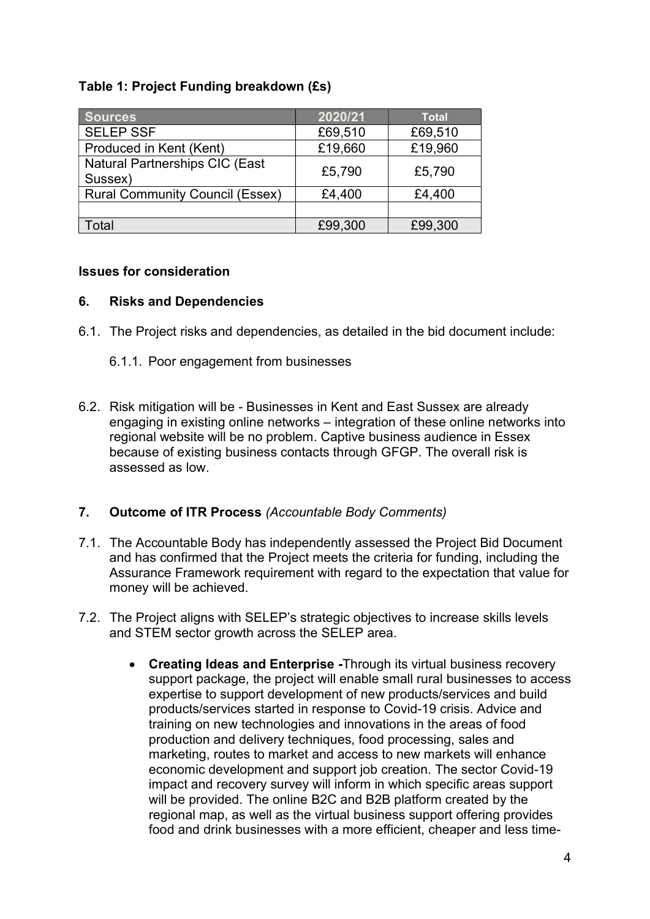**Table 1: Project Funding breakdown (£s)**

| Sources | 2020/21 | Total |
|---|---|---|
| SELEP SSF | £69,510 | £69,510 |
| Produced in Kent (Kent) | £19,660 | £19,960 |
| Natural Partnerships CIC (East Sussex) | £5,790 | £5,790 |
| Rural Community Council (Essex) | £4,400 | £4,400 |
| | | |
| Total | £99,300 | £99,300 |

**Issues for consideration**

### 6. Risks and Dependencies

6.1. The Project risks and dependencies, as detailed in the bid document include:

6.1.1. Poor engagement from businesses

6.2. Risk mitigation will be - Businesses in Kent and East Sussex are already engaging in existing online networks – integration of these online networks into regional website will be no problem. Captive business audience in Essex because of existing business contacts through GFGP. The overall risk is assessed as low.

### 7. Outcome of ITR Process *(Accountable Body Comments)*

7.1. The Accountable Body has independently assessed the Project Bid Document and has confirmed that the Project meets the criteria for funding, including the Assurance Framework requirement with regard to the expectation that value for money will be achieved.

7.2. The Project aligns with SELEP's strategic objectives to increase skills levels and STEM sector growth across the SELEP area.

- **Creating Ideas and Enterprise -**Through its virtual business recovery support package, the project will enable small rural businesses to access expertise to support development of new products/services and build products/services started in response to Covid-19 crisis. Advice and training on new technologies and innovations in the areas of food production and delivery techniques, food processing, sales and marketing, routes to market and access to new markets will enhance economic development and support job creation. The sector Covid-19 impact and recovery survey will inform in which specific areas support will be provided. The online B2C and B2B platform created by the regional map, as well as the virtual business support offering provides food and drink businesses with a more efficient, cheaper and less time-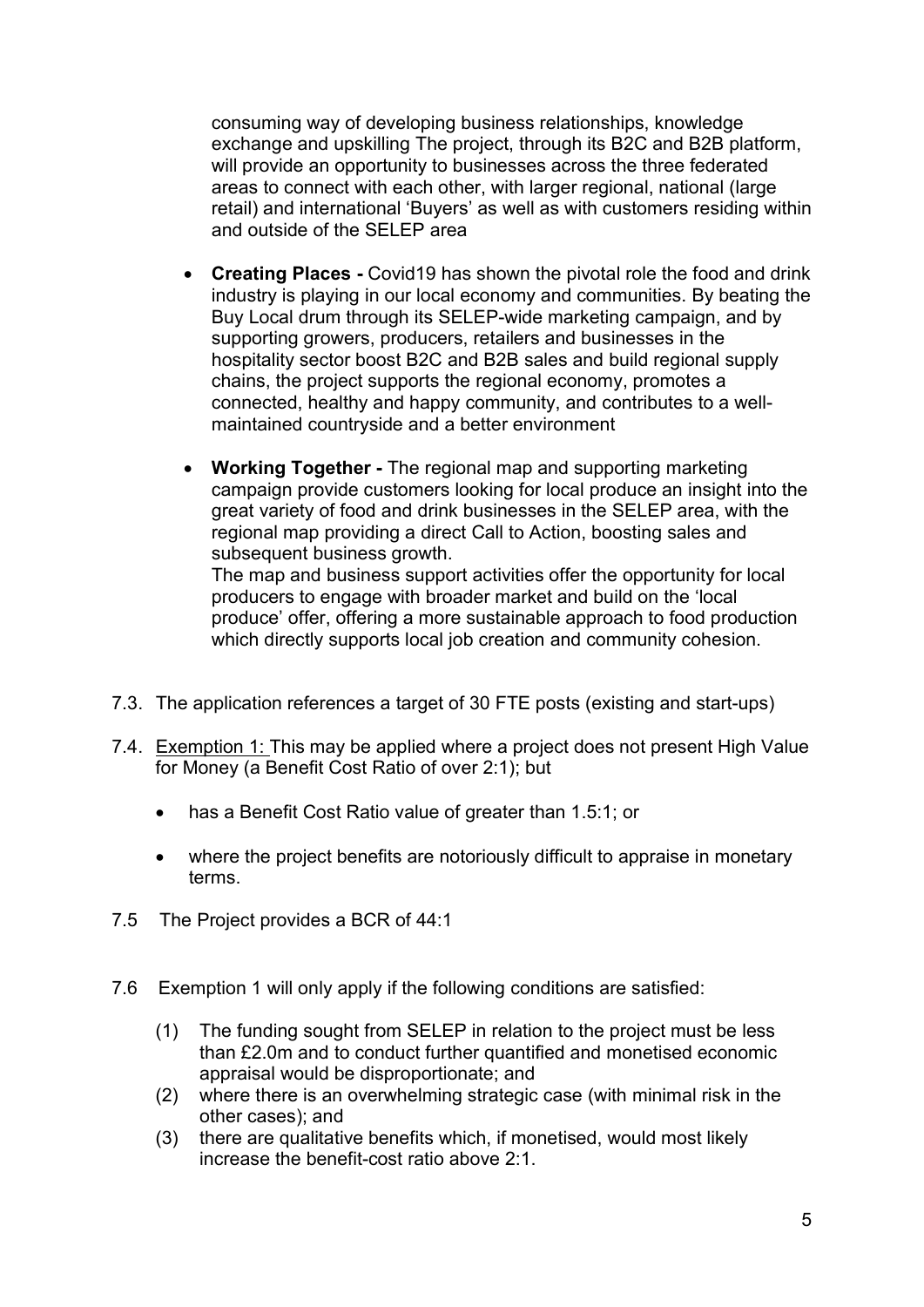consuming way of developing business relationships, knowledge exchange and upskilling The project, through its B2C and B2B platform, will provide an opportunity to businesses across the three federated areas to connect with each other, with larger regional, national (large retail) and international 'Buyers' as well as with customers residing within and outside of the SELEP area

- **Creating Places -** Covid19 has shown the pivotal role the food and drink industry is playing in our local economy and communities. By beating the Buy Local drum through its SELEP-wide marketing campaign, and by supporting growers, producers, retailers and businesses in the hospitality sector boost B2C and B2B sales and build regional supply chains, the project supports the regional economy, promotes a connected, healthy and happy community, and contributes to a well-maintained countryside and a better environment

- **Working Together -** The regional map and supporting marketing campaign provide customers looking for local produce an insight into the great variety of food and drink businesses in the SELEP area, with the regional map providing a direct Call to Action, boosting sales and subsequent business growth.
  The map and business support activities offer the opportunity for local producers to engage with broader market and build on the 'local produce' offer, offering a more sustainable approach to food production which directly supports local job creation and community cohesion.

7.3. The application references a target of 30 FTE posts (existing and start-ups)

7.4. Exemption 1: This may be applied where a project does not present High Value for Money (a Benefit Cost Ratio of over 2:1); but

- has a Benefit Cost Ratio value of greater than 1.5:1; or
- where the project benefits are notoriously difficult to appraise in monetary terms.

7.5 The Project provides a BCR of 44:1

7.6 Exemption 1 will only apply if the following conditions are satisfied:

(1) The funding sought from SELEP in relation to the project must be less than £2.0m and to conduct further quantified and monetised economic appraisal would be disproportionate; and
(2) where there is an overwhelming strategic case (with minimal risk in the other cases); and
(3) there are qualitative benefits which, if monetised, would most likely increase the benefit-cost ratio above 2:1.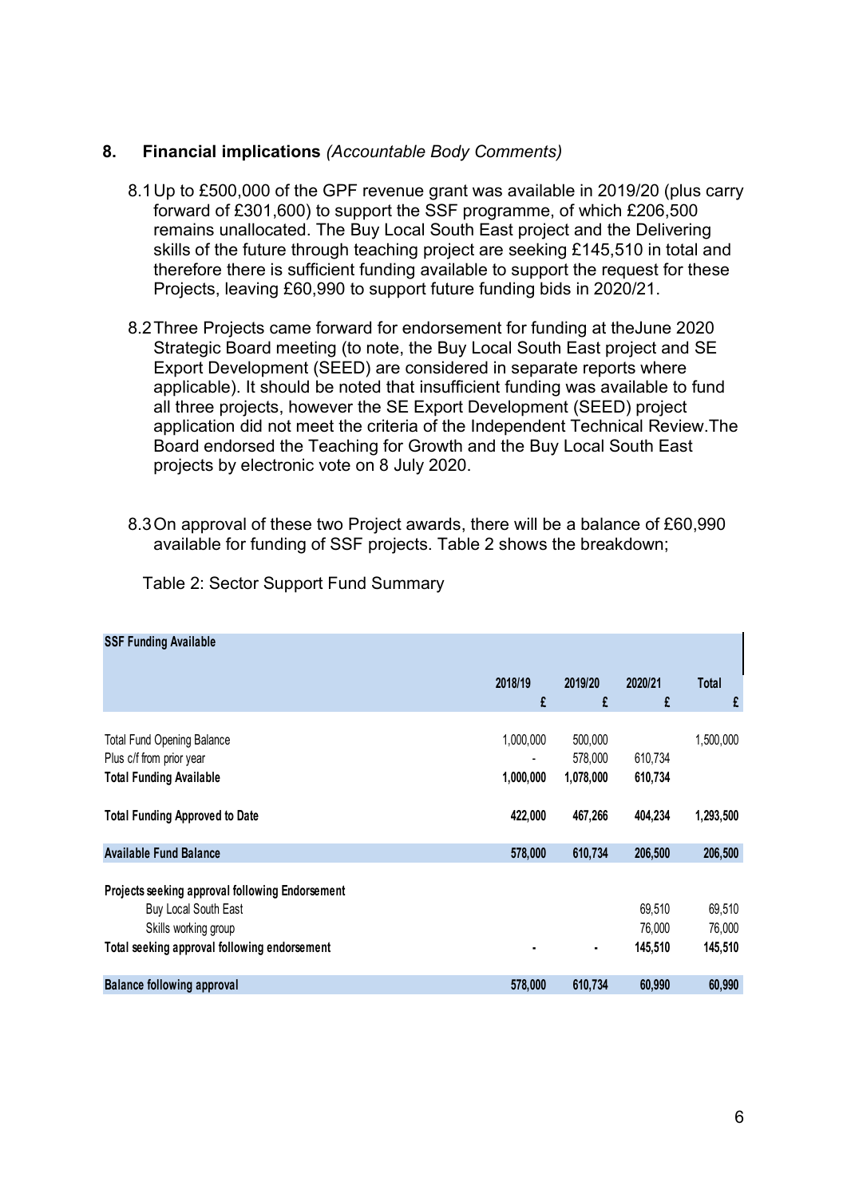## 8. **Financial implications** *(Accountable Body Comments)*

8.1 Up to £500,000 of the GPF revenue grant was available in 2019/20 (plus carry forward of £301,600) to support the SSF programme, of which £206,500 remains unallocated. The Buy Local South East project and the Delivering skills of the future through teaching project are seeking £145,510 in total and therefore there is sufficient funding available to support the request for these Projects, leaving £60,990 to support future funding bids in 2020/21.

8.2 Three Projects came forward for endorsement for funding at theJune 2020 Strategic Board meeting (to note, the Buy Local South East project and SE Export Development (SEED) are considered in separate reports where applicable). It should be noted that insufficient funding was available to fund all three projects, however the SE Export Development (SEED) project application did not meet the criteria of the Independent Technical Review.The Board endorsed the Teaching for Growth and the Buy Local South East projects by electronic vote on 8 July 2020.

8.3 On approval of these two Project awards, there will be a balance of £60,990 available for funding of SSF projects. Table 2 shows the breakdown;

Table 2: Sector Support Fund Summary

| **SSF Funding Available** | 2018/19<br>£ | 2019/20<br>£ | 2020/21<br>£ | Total<br>£ |
|---|---|---|---|---|
| Total Fund Opening Balance | 1,000,000 | 500,000 | | 1,500,000 |
| Plus c/f from prior year | - | 578,000 | 610,734 | |
| **Total Funding Available** | **1,000,000** | **1,078,000** | **610,734** | |
| **Total Funding Approved to Date** | **422,000** | **467,266** | **404,234** | **1,293,500** |
| **Available Fund Balance** | **578,000** | **610,734** | **206,500** | **206,500** |
| **Projects seeking approval following Endorsement** | | | | |
| Buy Local South East | | | 69,510 | 69,510 |
| Skills working group | | | 76,000 | 76,000 |
| **Total seeking approval following endorsement** | **-** | **-** | **145,510** | **145,510** |
| **Balance following approval** | **578,000** | **610,734** | **60,990** | **60,990** |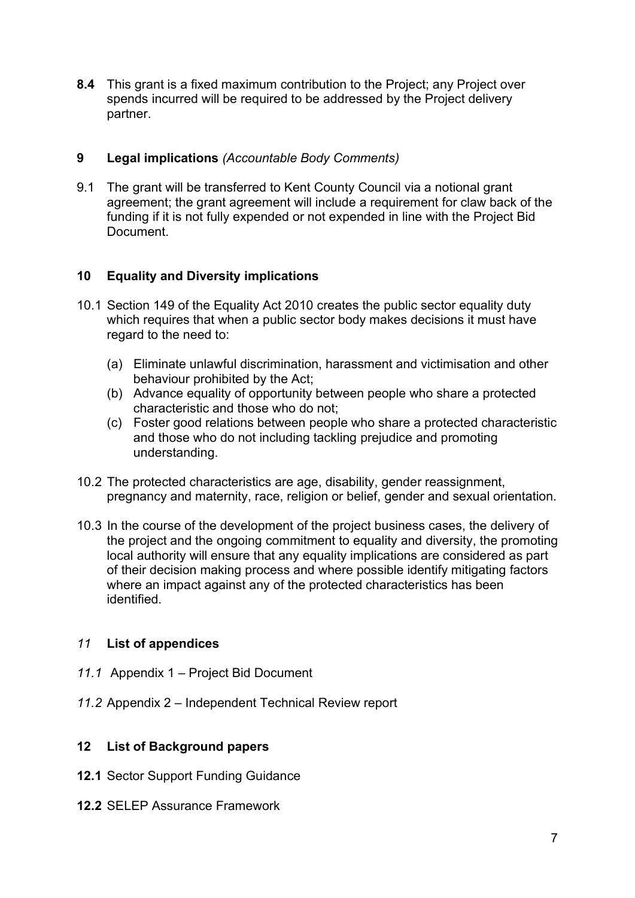**8.4** This grant is a fixed maximum contribution to the Project; any Project over spends incurred will be required to be addressed by the Project delivery partner.

## 9 Legal implications *(Accountable Body Comments)*

9.1 The grant will be transferred to Kent County Council via a notional grant agreement; the grant agreement will include a requirement for claw back of the funding if it is not fully expended or not expended in line with the Project Bid Document.

## 10 Equality and Diversity implications

10.1 Section 149 of the Equality Act 2010 creates the public sector equality duty which requires that when a public sector body makes decisions it must have regard to the need to:

- (a) Eliminate unlawful discrimination, harassment and victimisation and other behaviour prohibited by the Act;
- (b) Advance equality of opportunity between people who share a protected characteristic and those who do not;
- (c) Foster good relations between people who share a protected characteristic and those who do not including tackling prejudice and promoting understanding.

10.2 The protected characteristics are age, disability, gender reassignment, pregnancy and maternity, race, religion or belief, gender and sexual orientation.

10.3 In the course of the development of the project business cases, the delivery of the project and the ongoing commitment to equality and diversity, the promoting local authority will ensure that any equality implications are considered as part of their decision making process and where possible identify mitigating factors where an impact against any of the protected characteristics has been identified.

## *11* List of appendices

*11.1* Appendix 1 – Project Bid Document

*11.2* Appendix 2 – Independent Technical Review report

## 12 List of Background papers

**12.1** Sector Support Funding Guidance

**12.2** SELEP Assurance Framework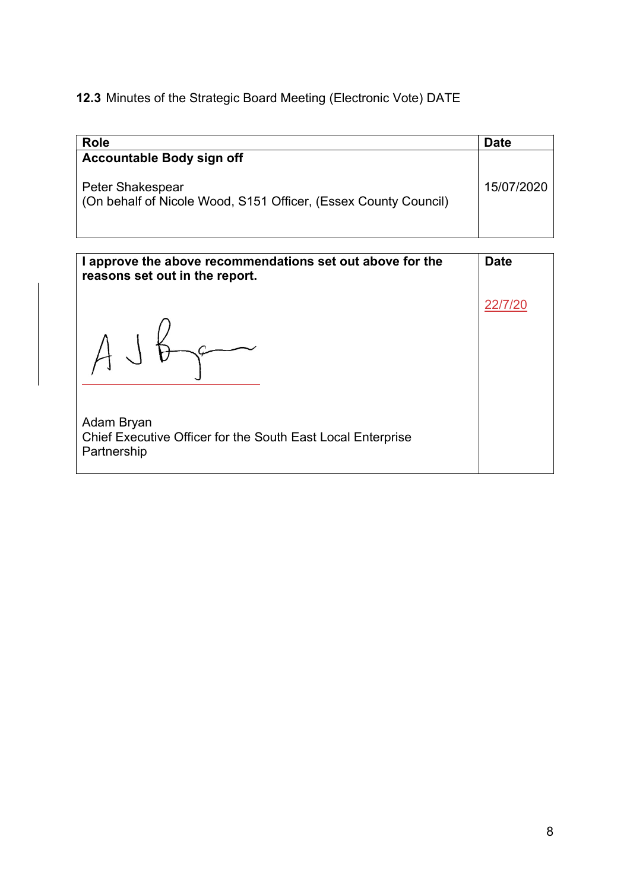**12.3** Minutes of the Strategic Board Meeting (Electronic Vote) DATE

| Role | Date |
|---|---|
| **Accountable Body sign off**<br><br>Peter Shakespear<br>(On behalf of Nicole Wood, S151 Officer, (Essex County Council) | 15/07/2020 |

| I approve the above recommendations set out above for the reasons set out in the report. | Date |
|---|---|
| Adam Bryan<br>Chief Executive Officer for the South East Local Enterprise Partnership | 22/7/20 |